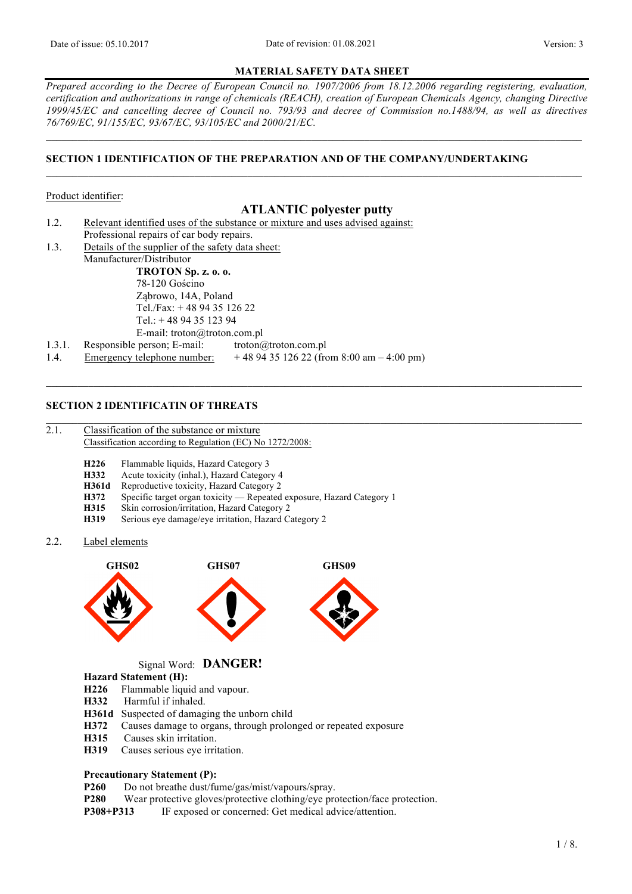Date of issue: 05.10.2017 Date of revision: 01.08.2021 Version: 3

# MATERIAL SAFETY DATA SHEET

*Prepared according to the Decree of European Council no. 1907/2006 from 18.12.2006 regarding registering, evaluation, certification and authorizations in range of chemicals (REACH), creation of European Chemicals Agency, changing Directive 1999/45/EC and cancelling decree of Council no. 793/93 and decree of Commission no.1488/94, as well as directives 76/769/EC, 91/155/EC, 93/67/EC, 93/105/EC and 2000/21/EC.*

## SECTION 1 IDENTIFICATION OF THE PREPARATION AND OF THE COMPANY/UNDERTAKING

Product identifier:

**ATLANTIC polyester putty**

1.2. Relevant identified uses of the substance or mixture and uses advised against:
Professional repairs of car body repairs.

1.3. Details of the supplier of the safety data sheet:
Manufacturer/Distributor

**TROTON Sp. z. o. o.**
78-120 Gościno
Ząbrowo, 14A, Poland
Tel./Fax: + 48 94 35 126 22
Tel.: + 48 94 35 123 94
E-mail: troton@troton.com.pl

1.3.1. Responsible person; E-mail: troton@troton.com.pl

1.4. Emergency telephone number: + 48 94 35 126 22 (from 8:00 am – 4:00 pm)

## SECTION 2 IDENTIFICATIN OF THREATS

2.1. Classification of the substance or mixture
Classification according to Regulation (EC) No 1272/2008:

**H226** Flammable liquids, Hazard Category 3
**H332** Acute toxicity (inhal.), Hazard Category 4
**H361d** Reproductive toxicity, Hazard Category 2
**H372** Specific target organ toxicity — Repeated exposure, Hazard Category 1
**H315** Skin corrosion/irritation, Hazard Category 2
**H319** Serious eye damage/eye irritation, Hazard Category 2

2.2. Label elements

**GHS02** **GHS07** **GHS09**

Signal Word: **DANGER!**

**Hazard Statement (H):**
**H226** Flammable liquid and vapour.
**H332** Harmful if inhaled.
**H361d** Suspected of damaging the unborn child
**H372** Causes damage to organs, through prolonged or repeated exposure
**H315** Causes skin irritation.
**H319** Causes serious eye irritation.

**Precautionary Statement (P):**
**P260** Do not breathe dust/fume/gas/mist/vapours/spray.
**P280** Wear protective gloves/protective clothing/eye protection/face protection.
**P308+P313** IF exposed or concerned: Get medical advice/attention.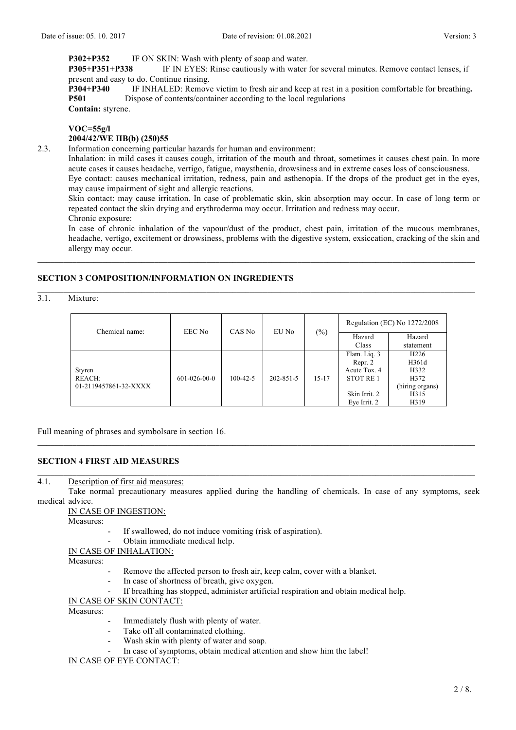**P302+P352** IF ON SKIN: Wash with plenty of soap and water.

**P305+P351+P338** IF IN EYES: Rinse cautiously with water for several minutes. Remove contact lenses, if present and easy to do. Continue rinsing.

**P304+P340** IF INHALED: Remove victim to fresh air and keep at rest in a position comfortable for breathing**.**

**P501** Dispose of contents/container according to the local regulations

**Contain:** styrene.

**VOC=55g/l**

**2004/42/WE IIB(b) (250)55**

2.3. Information concerning particular hazards for human and environment:

Inhalation: in mild cases it causes cough, irritation of the mouth and throat, sometimes it causes chest pain. In more acute cases it causes headache, vertigo, fatigue, maysthenia, drowsiness and in extreme cases loss of consciousness.

Eye contact: causes mechanical irritation, redness, pain and asthenopia. If the drops of the product get in the eyes, may cause impairment of sight and allergic reactions.

Skin contact: may cause irritation. In case of problematic skin, skin absorption may occur. In case of long term or repeated contact the skin drying and erythroderma may occur. Irritation and redness may occur.

Chronic exposure:

In case of chronic inhalation of the vapour/dust of the product, chest pain, irritation of the mucous membranes, headache, vertigo, excitement or drowsiness, problems with the digestive system, exsiccation, cracking of the skin and allergy may occur.

## SECTION 3 COMPOSITION/INFORMATION ON INGREDIENTS

3.1. Mixture:

| Chemical name: | EEC No | CAS No | EU No | (%) | Regulation (EC) No 1272/2008 | |
|---|---|---|---|---|---|---|
| | | | | | Hazard Class | Hazard statement |
| Styren<br>REACH:<br>01-2119457861-32-XXXX | 601-026-00-0 | 100-42-5 | 202-851-5 | 15-17 | Flam. Liq. 3<br>Repr. 2<br>Acute Tox. 4<br>STOT RE 1<br>Skin Irrit. 2<br>Eye Irrit. 2 | H226<br>H361d<br>H332<br>H372<br>(hiring organs)<br>H315<br>H319 |

Full meaning of phrases and symbolsare in section 16.

## SECTION 4 FIRST AID MEASURES

4.1. Description of first aid measures:

Take normal precautionary measures applied during the handling of chemicals. In case of any symptoms, seek medical advice.

IN CASE OF INGESTION:

Measures:

- If swallowed, do not induce vomiting (risk of aspiration).
- Obtain immediate medical help.

IN CASE OF INHALATION:

Measures:

- Remove the affected person to fresh air, keep calm, cover with a blanket.
- In case of shortness of breath, give oxygen.
- If breathing has stopped, administer artificial respiration and obtain medical help.

IN CASE OF SKIN CONTACT:

Measures:

- Immediately flush with plenty of water.
- Take off all contaminated clothing.
- Wash skin with plenty of water and soap.
- In case of symptoms, obtain medical attention and show him the label!

IN CASE OF EYE CONTACT: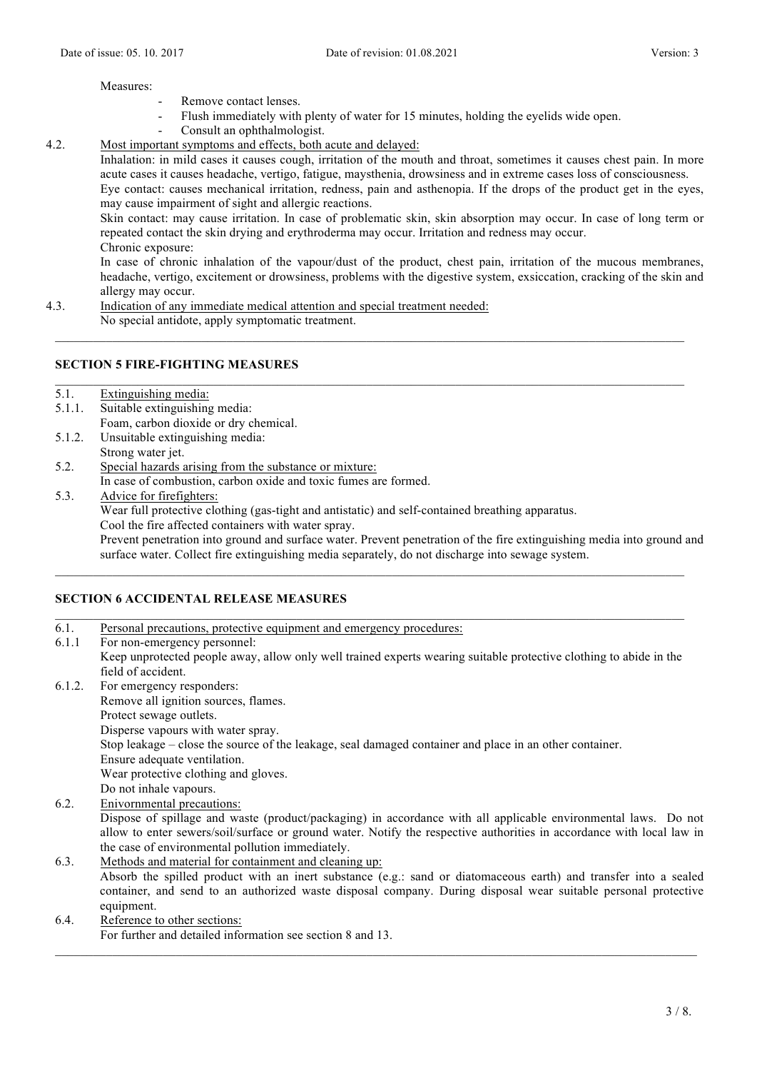Measures:

- Remove contact lenses.
- Flush immediately with plenty of water for 15 minutes, holding the eyelids wide open.
- Consult an ophthalmologist.

4.2. Most important symptoms and effects, both acute and delayed:

Inhalation: in mild cases it causes cough, irritation of the mouth and throat, sometimes it causes chest pain. In more acute cases it causes headache, vertigo, fatigue, maysthenia, drowsiness and in extreme cases loss of consciousness.

Eye contact: causes mechanical irritation, redness, pain and asthenopia. If the drops of the product get in the eyes, may cause impairment of sight and allergic reactions.

Skin contact: may cause irritation. In case of problematic skin, skin absorption may occur. In case of long term or repeated contact the skin drying and erythroderma may occur. Irritation and redness may occur.

Chronic exposure:

In case of chronic inhalation of the vapour/dust of the product, chest pain, irritation of the mucous membranes, headache, vertigo, excitement or drowsiness, problems with the digestive system, exsiccation, cracking of the skin and allergy may occur.

4.3. Indication of any immediate medical attention and special treatment needed:

No special antidote, apply symptomatic treatment.

## SECTION 5 FIRE-FIGHTING MEASURES

5.1. Extinguishing media:

5.1.1. Suitable extinguishing media:

Foam, carbon dioxide or dry chemical.

5.1.2. Unsuitable extinguishing media:

Strong water jet.

5.2. Special hazards arising from the substance or mixture:

In case of combustion, carbon oxide and toxic fumes are formed.

5.3. Advice for firefighters:

Wear full protective clothing (gas-tight and antistatic) and self-contained breathing apparatus.

Cool the fire affected containers with water spray.

Prevent penetration into ground and surface water. Prevent penetration of the fire extinguishing media into ground and surface water. Collect fire extinguishing media separately, do not discharge into sewage system.

## SECTION 6 ACCIDENTAL RELEASE MEASURES

6.1. Personal precautions, protective equipment and emergency procedures:

6.1.1 For non-emergency personnel:

Keep unprotected people away, allow only well trained experts wearing suitable protective clothing to abide in the field of accident.

6.1.2. For emergency responders:

Remove all ignition sources, flames.

Protect sewage outlets.

Disperse vapours with water spray.

Stop leakage – close the source of the leakage, seal damaged container and place in an other container.

Ensure adequate ventilation.

Wear protective clothing and gloves.

Do not inhale vapours.

6.2. Enivornmental precautions:

Dispose of spillage and waste (product/packaging) in accordance with all applicable environmental laws. Do not allow to enter sewers/soil/surface or ground water. Notify the respective authorities in accordance with local law in the case of environmental pollution immediately.

6.3. Methods and material for containment and cleaning up:

Absorb the spilled product with an inert substance (e.g.: sand or diatomaceous earth) and transfer into a sealed container, and send to an authorized waste disposal company. During disposal wear suitable personal protective equipment.

6.4. Reference to other sections:

For further and detailed information see section 8 and 13.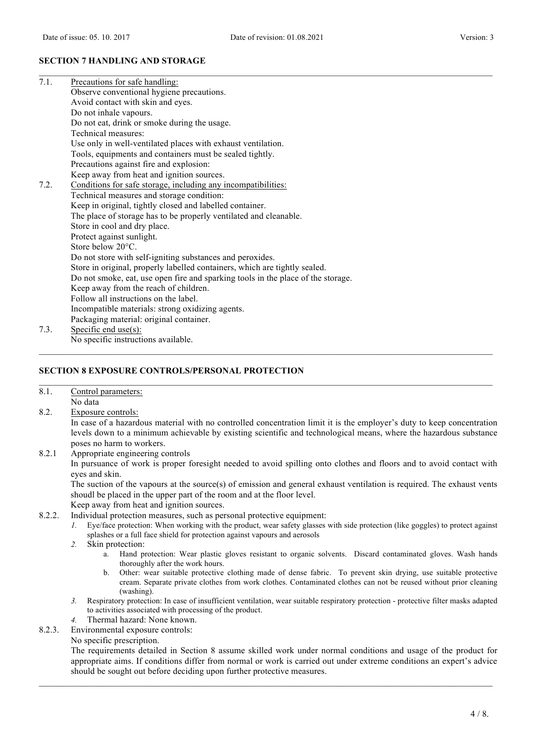## SECTION 7 HANDLING AND STORAGE

7.1. Precautions for safe handling:

Observe conventional hygiene precautions.
Avoid contact with skin and eyes.
Do not inhale vapours.
Do not eat, drink or smoke during the usage.
Technical measures:
Use only in well-ventilated places with exhaust ventilation.
Tools, equipments and containers must be sealed tightly.
Precautions against fire and explosion:
Keep away from heat and ignition sources.

7.2. Conditions for safe storage, including any incompatibilities:

Technical measures and storage condition:
Keep in original, tightly closed and labelled container.
The place of storage has to be properly ventilated and cleanable.
Store in cool and dry place.
Protect against sunlight.
Store below 20°C.
Do not store with self-igniting substances and peroxides.
Store in original, properly labelled containers, which are tightly sealed.
Do not smoke, eat, use open fire and sparking tools in the place of the storage.
Keep away from the reach of children.
Follow all instructions on the label.
Incompatible materials: strong oxidizing agents.
Packaging material: original container.

7.3. Specific end use(s):

No specific instructions available.

## SECTION 8 EXPOSURE CONTROLS/PERSONAL PROTECTION

8.1. Control parameters:

No data

8.2. Exposure controls:

In case of a hazardous material with no controlled concentration limit it is the employer's duty to keep concentration levels down to a minimum achievable by existing scientific and technological means, where the hazardous substance poses no harm to workers.

8.2.1 Appropriate engineering controls

In pursuance of work is proper foresight needed to avoid spilling onto clothes and floors and to avoid contact with eyes and skin.

The suction of the vapours at the source(s) of emission and general exhaust ventilation is required. The exhaust vents shoudl be placed in the upper part of the room and at the floor level.

Keep away from heat and ignition sources.

8.2.2. Individual protection measures, such as personal protective equipment:

1. Eye/face protection: When working with the product, wear safety glasses with side protection (like goggles) to protect against splashes or a full face shield for protection against vapours and aerosols
2. Skin protection:
   a. Hand protection: Wear plastic gloves resistant to organic solvents. Discard contaminated gloves. Wash hands thoroughly after the work hours.
   b. Other: wear suitable protective clothing made of dense fabric. To prevent skin drying, use suitable protective cream. Separate private clothes from work clothes. Contaminated clothes can not be reused without prior cleaning (washing).
3. Respiratory protection: In case of insufficient ventilation, wear suitable respiratory protection - protective filter masks adapted to activities associated with processing of the product.
4. Thermal hazard: None known.

8.2.3. Environmental exposure controls:

No specific prescription.

The requirements detailed in Section 8 assume skilled work under normal conditions and usage of the product for appropriate aims. If conditions differ from normal or work is carried out under extreme conditions an expert's advice should be sought out before deciding upon further protective measures.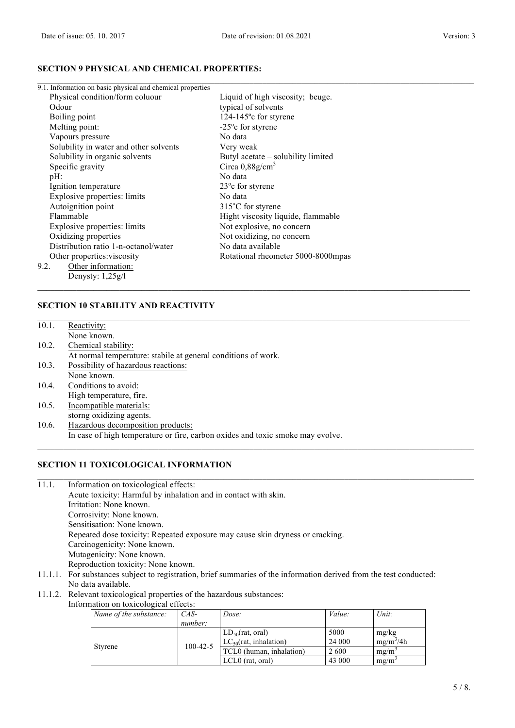## SECTION 9 PHYSICAL AND CHEMICAL PROPERTIES:

9.1. Information on basic physical and chemical properties

| | |
|---|---|
| Physical condition/form coluour | Liquid of high viscosity; beuge. |
| Odour | typical of solvents |
| Boiling point | 124-145ºc for styrene |
| Melting point: | -25ºc for styrene |
| Vapours pressure | No data |
| Solubility in water and other solvents | Very weak |
| Solubility in organic solvents | Butyl acetate – solubility limited |
| Specific gravity | Circa 0,88g/$cm^3$ |
| pH: | No data |
| Ignition temperature | 23ºc for styrene |
| Explosive properties: limits | No data |
| Autoignition point | 315˚C for styrene |
| Flammable | Hight viscosity liquide, flammable |
| Explosive properties: limits | Not explosive, no concern |
| Oxidizing properties | Not oxidizing, no concern |
| Distribution ratio 1-n-octanol/water | No data available |
| Other properties:viscosity | Rotational rheometer 5000-8000mpas |

9.2. Other information:
Denysty: 1,25g/l

## SECTION 10 STABILITY AND REACTIVITY

10.1. Reactivity:
None known.

10.2. Chemical stability:
At normal temperature: stabile at general conditions of work.

10.3. Possibility of hazardous reactions:
None known.

10.4. Conditions to avoid:
High temperature, fire.

10.5. Incompatible materials:
storng oxidizing agents.

10.6. Hazardous decomposition products:
In case of high temperature or fire, carbon oxides and toxic smoke may evolve.

## SECTION 11 TOXICOLOGICAL INFORMATION

11.1. Information on toxicological effects:
Acute toxicity: Harmful by inhalation and in contact with skin.
Irritation: None known.
Corrosivity: None known.
Sensitisation: None known.
Repeated dose toxicity: Repeated exposure may cause skin dryness or cracking.
Carcinogenicity: None known.
Mutagenicity: None known.
Reproduction toxicity: None known.

11.1.1. For substances subject to registration, brief summaries of the information derived from the test conducted:
No data available.

11.1.2. Relevant toxicological properties of the hazardous substances:
Information on toxicological effects:

| *Name of the substance:* | *CAS-number:* | *Dose:* | *Value:* | *Unit:* |
|---|---|---|---|---|
| Styrene | 100-42-5 | $LD_{50}$(rat, oral) | 5000 | mg/kg |
| | | $LC_{50}$(rat, inhalation) | 24 000 | $mg/m^3$/4h |
| | | TCL0 (human, inhalation) | 2 600 | $mg/m^3$ |
| | | LCL0 (rat, oral) | 43 000 | $mg/m^3$ |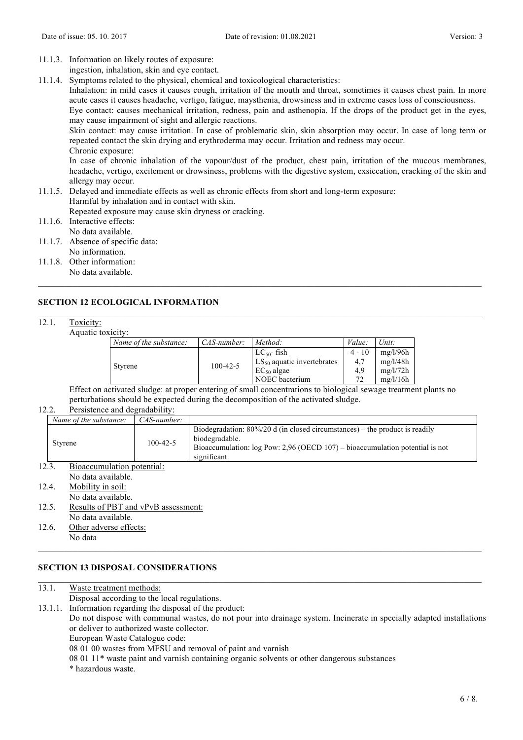11.1.3. Information on likely routes of exposure:
ingestion, inhalation, skin and eye contact.

11.1.4. Symptoms related to the physical, chemical and toxicological characteristics:
Inhalation: in mild cases it causes cough, irritation of the mouth and throat, sometimes it causes chest pain. In more acute cases it causes headache, vertigo, fatigue, maysthenia, drowsiness and in extreme cases loss of consciousness.
Eye contact: causes mechanical irritation, redness, pain and asthenopia. If the drops of the product get in the eyes, may cause impairment of sight and allergic reactions.
Skin contact: may cause irritation. In case of problematic skin, skin absorption may occur. In case of long term or repeated contact the skin drying and erythroderma may occur. Irritation and redness may occur.
Chronic exposure:
In case of chronic inhalation of the vapour/dust of the product, chest pain, irritation of the mucous membranes, headache, vertigo, excitement or drowsiness, problems with the digestive system, exsiccation, cracking of the skin and allergy may occur.

11.1.5. Delayed and immediate effects as well as chronic effects from short and long-term exposure:
Harmful by inhalation and in contact with skin.
Repeated exposure may cause skin dryness or cracking.

11.1.6. Interactive effects:
No data available.

11.1.7. Absence of specific data:
No information.

11.1.8. Other information:
No data available.

## SECTION 12 ECOLOGICAL INFORMATION

12.1. Toxicity:

Aquatic toxicity:

| *Name of the substance:* | *CAS-number:* | *Method:* | *Value:* | *Unit:* |
|---|---|---|---|---|
| Styrene | 100-42-5 | $LC_{50}$- fish | 4 - 10 | mg/l/96h |
| | | $LS_{50}$ aquatic invertebrates | 4,7 | mg/l/48h |
| | | $EC_{50}$ algae | 4,9 | mg/l/72h |
| | | NOEC bacterium | 72 | mg/l/16h |

Effect on activated sludge: at proper entering of small concentrations to biological sewage treatment plants no perturbations should be expected during the decomposition of the activated sludge.

12.2. Persistence and degradability:

| *Name of the substance:* | *CAS-number:* | |
|---|---|---|
| Styrene | 100-42-5 | Biodegradation: 80%/20 d (in closed circumstances) – the product is readily biodegradable. Bioaccumulation: log Pow: 2,96 (OECD 107) – bioaccumulation potential is not significant. |

12.3. Bioaccumulation potential:
No data available.

12.4. Mobility in soil:
No data available.

12.5. Results of PBT and vPvB assessment:
No data available.

12.6. Other adverse effects:
No data

## SECTION 13 DISPOSAL CONSIDERATIONS

13.1. Waste treatment methods:
Disposal according to the local regulations.

13.1.1. Information regarding the disposal of the product:
Do not dispose with communal wastes, do not pour into drainage system. Incinerate in specially adapted installations or deliver to authorized waste collector.
European Waste Catalogue code:
08 01 00 wastes from MFSU and removal of paint and varnish
08 01 11* waste paint and varnish containing organic solvents or other dangerous substances
* hazardous waste.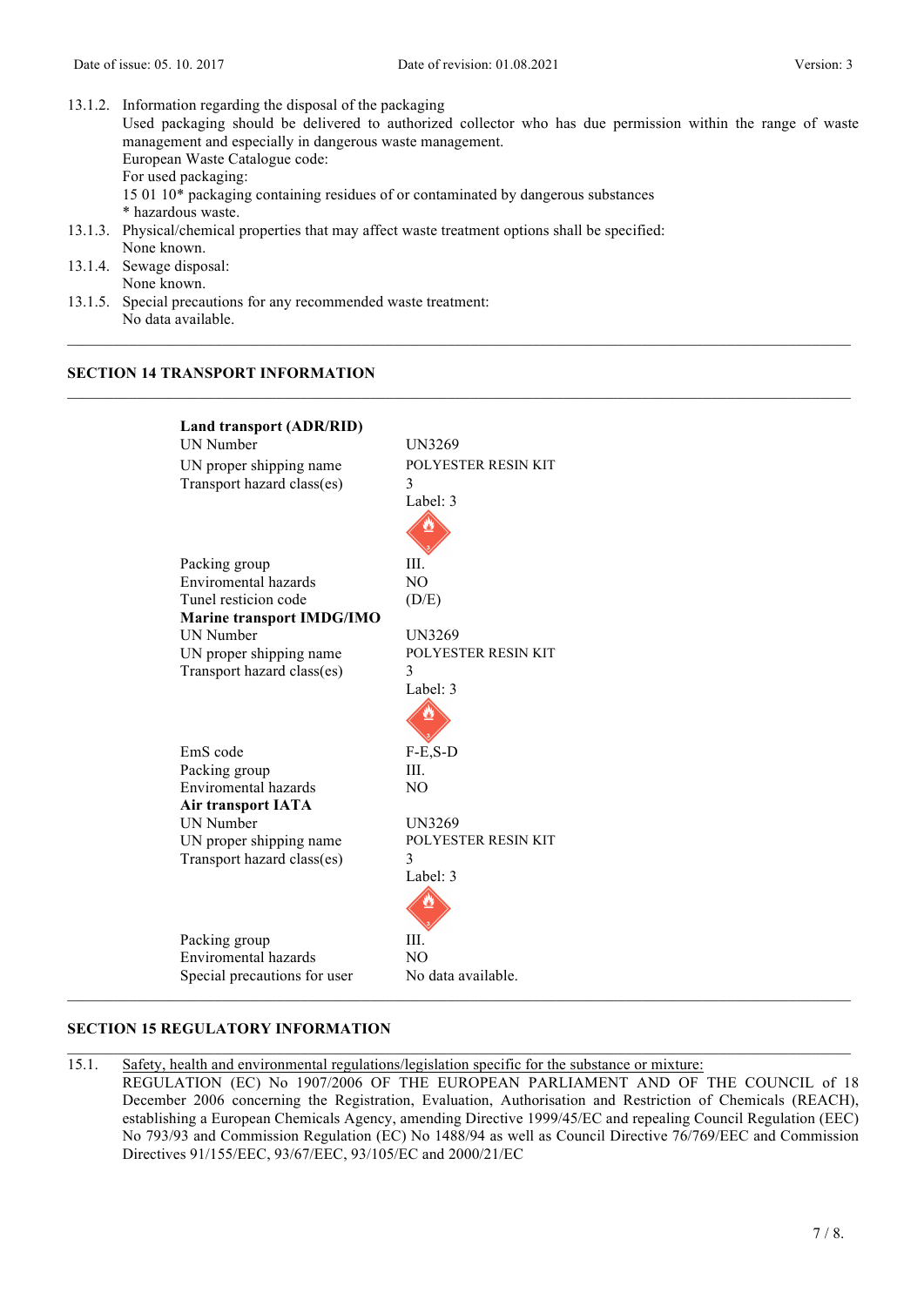13.1.2. Information regarding the disposal of the packaging
Used packaging should be delivered to authorized collector who has due permission within the range of waste management and especially in dangerous waste management.
European Waste Catalogue code:
For used packaging:
15 01 10* packaging containing residues of or contaminated by dangerous substances
* hazardous waste.

13.1.3. Physical/chemical properties that may affect waste treatment options shall be specified:
None known.

13.1.4. Sewage disposal:
None known.

13.1.5. Special precautions for any recommended waste treatment:
No data available.

## SECTION 14 TRANSPORT INFORMATION

| | |
|---|---|
| **Land transport (ADR/RID)** | |
| UN Number | UN3269 |
| UN proper shipping name | POLYESTER RESIN KIT |
| Transport hazard class(es) | 3<br>Label: 3 |
| Packing group | III. |
| Enviromental hazards | NO |
| Tunel resticion code | (D/E) |
| **Marine transport IMDG/IMO** | |
| UN Number | UN3269 |
| UN proper shipping name | POLYESTER RESIN KIT |
| Transport hazard class(es) | 3<br>Label: 3 |
| EmS code | F-E,S-D |
| Packing group | III. |
| Enviromental hazards | NO |
| **Air transport IATA** | |
| UN Number | UN3269 |
| UN proper shipping name | POLYESTER RESIN KIT |
| Transport hazard class(es) | 3<br>Label: 3 |
| Packing group | III. |
| Enviromental hazards | NO |
| Special precautions for user | No data available. |

## SECTION 15 REGULATORY INFORMATION

15.1. Safety, health and environmental regulations/legislation specific for the substance or mixture:
REGULATION (EC) No 1907/2006 OF THE EUROPEAN PARLIAMENT AND OF THE COUNCIL of 18 December 2006 concerning the Registration, Evaluation, Authorisation and Restriction of Chemicals (REACH), establishing a European Chemicals Agency, amending Directive 1999/45/EC and repealing Council Regulation (EEC) No 793/93 and Commission Regulation (EC) No 1488/94 as well as Council Directive 76/769/EEC and Commission Directives 91/155/EEC, 93/67/EEC, 93/105/EC and 2000/21/EC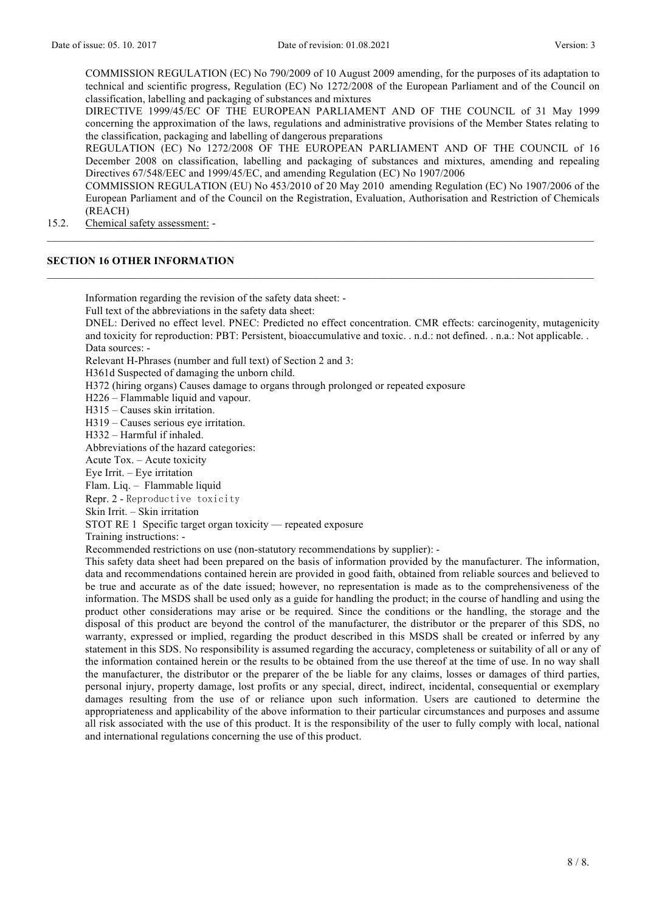COMMISSION REGULATION (EC) No 790/2009 of 10 August 2009 amending, for the purposes of its adaptation to technical and scientific progress, Regulation (EC) No 1272/2008 of the European Parliament and of the Council on classification, labelling and packaging of substances and mixtures

DIRECTIVE 1999/45/EC OF THE EUROPEAN PARLIAMENT AND OF THE COUNCIL of 31 May 1999 concerning the approximation of the laws, regulations and administrative provisions of the Member States relating to the classification, packaging and labelling of dangerous preparations

REGULATION (EC) No 1272/2008 OF THE EUROPEAN PARLIAMENT AND OF THE COUNCIL of 16 December 2008 on classification, labelling and packaging of substances and mixtures, amending and repealing Directives 67/548/EEC and 1999/45/EC, and amending Regulation (EC) No 1907/2006

COMMISSION REGULATION (EU) No 453/2010 of 20 May 2010 amending Regulation (EC) No 1907/2006 of the European Parliament and of the Council on the Registration, Evaluation, Authorisation and Restriction of Chemicals (REACH)

15.2. Chemical safety assessment: -

## SECTION 16 OTHER INFORMATION

Information regarding the revision of the safety data sheet: -

Full text of the abbreviations in the safety data sheet:

DNEL: Derived no effect level. PNEC: Predicted no effect concentration. CMR effects: carcinogenity, mutagenicity and toxicity for reproduction: PBT: Persistent, bioaccumulative and toxic. . n.d.: not defined. . n.a.: Not applicable. .

Data sources: -

Relevant H-Phrases (number and full text) of Section 2 and 3:

H361d Suspected of damaging the unborn child.

H372 (hiring organs) Causes damage to organs through prolonged or repeated exposure

H226 – Flammable liquid and vapour.

H315 – Causes skin irritation.

H319 – Causes serious eye irritation.

H332 – Harmful if inhaled.

Abbreviations of the hazard categories:

Acute Tox. – Acute toxicity

Eye Irrit. – Eye irritation

Flam. Liq. – Flammable liquid

Repr. 2 - Reproductive toxicity

Skin Irrit. – Skin irritation

STOT RE 1 Specific target organ toxicity — repeated exposure

Training instructions: -

Recommended restrictions on use (non-statutory recommendations by supplier): -

This safety data sheet had been prepared on the basis of information provided by the manufacturer. The information, data and recommendations contained herein are provided in good faith, obtained from reliable sources and believed to be true and accurate as of the date issued; however, no representation is made as to the comprehensiveness of the information. The MSDS shall be used only as a guide for handling the product; in the course of handling and using the product other considerations may arise or be required. Since the conditions or the handling, the storage and the disposal of this product are beyond the control of the manufacturer, the distributor or the preparer of this SDS, no warranty, expressed or implied, regarding the product described in this MSDS shall be created or inferred by any statement in this SDS. No responsibility is assumed regarding the accuracy, completeness or suitability of all or any of the information contained herein or the results to be obtained from the use thereof at the time of use. In no way shall the manufacturer, the distributor or the preparer of the be liable for any claims, losses or damages of third parties, personal injury, property damage, lost profits or any special, direct, indirect, incidental, consequential or exemplary damages resulting from the use of or reliance upon such information. Users are cautioned to determine the appropriateness and applicability of the above information to their particular circumstances and purposes and assume all risk associated with the use of this product. It is the responsibility of the user to fully comply with local, national and international regulations concerning the use of this product.